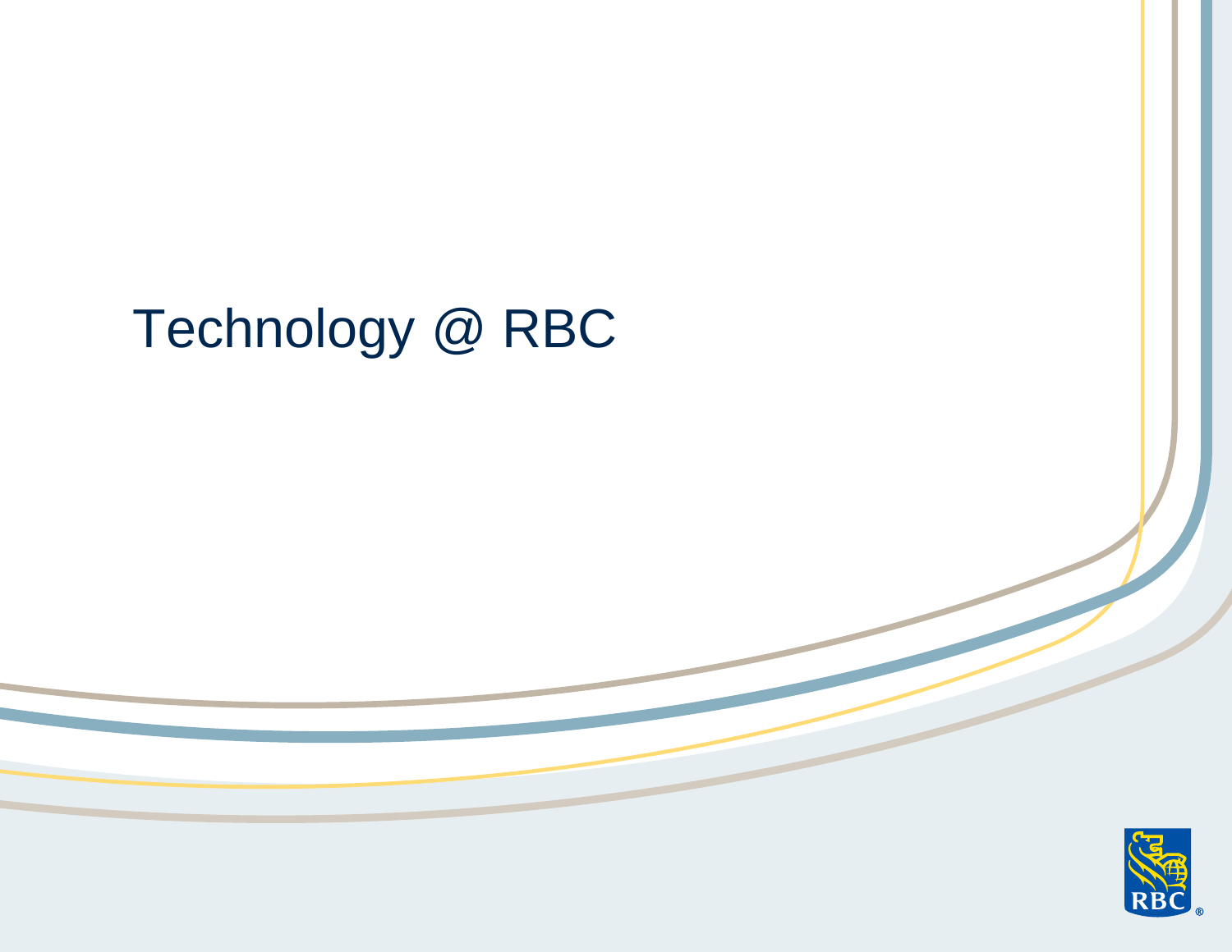# Technology @ RBC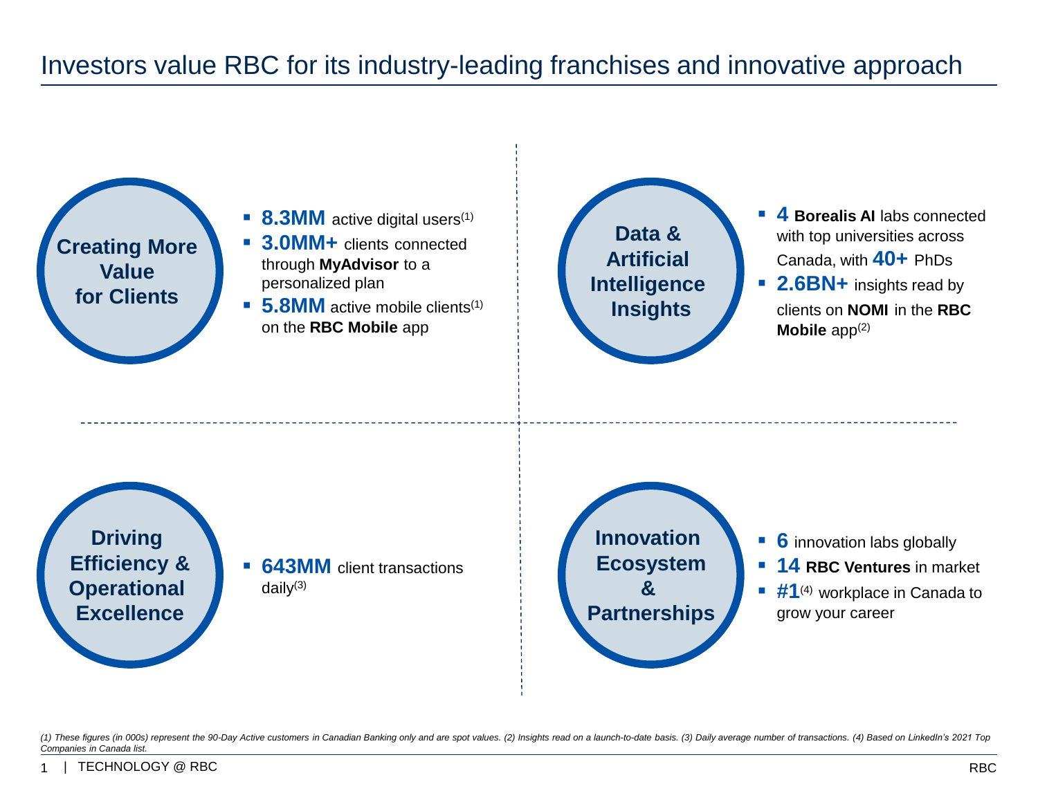# Investors value RBC for its industry-leading franchises and innovative approach

## Creating More Value for Clients

- **8.3MM** active digital users[1]
- **3.0MM+** clients connected through **MyAdvisor** to a personalized plan
- **5.8MM** active mobile clients[1] on the **RBC Mobile** app

## Data & Artificial Intelligence Insights

- **4 Borealis AI** labs connected with top universities across Canada, with **40+** PhDs
- **2.6BN+** insights read by clients on **NOMI** in the **RBC Mobile** app[2]

## Driving Efficiency & Operational Excellence

- **643MM** client transactions daily[3]

## Innovation Ecosystem & Partnerships

- **6** innovation labs globally
- **14 RBC Ventures** in market
- **#1**[4] workplace in Canada to grow your career

*(1) These figures (in 000s) represent the 90-Day Active customers in Canadian Banking only and are spot values. (2) Insights read on a launch-to-date basis. (3) Daily average number of transactions. (4) Based on LinkedIn's 2021 Top Companies in Canada list.*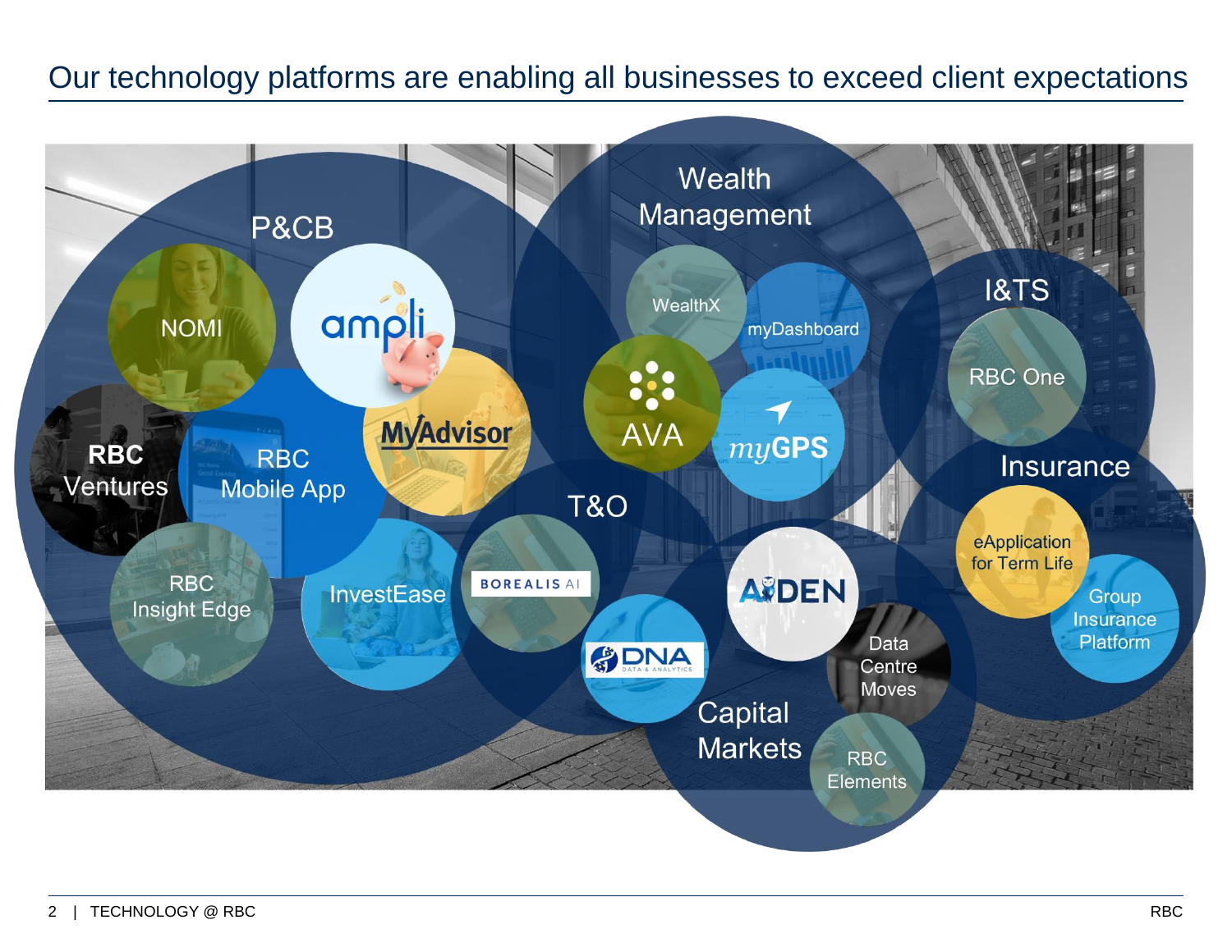# Our technology platforms are enabling all businesses to exceed client expectations

## P&CB

- NOMI
- ampli
- MyAdvisor
- RBC Ventures
- RBC Mobile App
- RBC Insight Edge
- InvestEase

## Wealth Management

- WealthX
- myDashboard
- AVA
- myGPS

## I&TS

- RBC One

## Insurance

- eApplication for Term Life
- Group Insurance Platform

## T&O

- BOREALIS AI
- DNA DATA & ANALYTICS

## Capital Markets

- AIDEN
- Data Centre Moves
- RBC Elements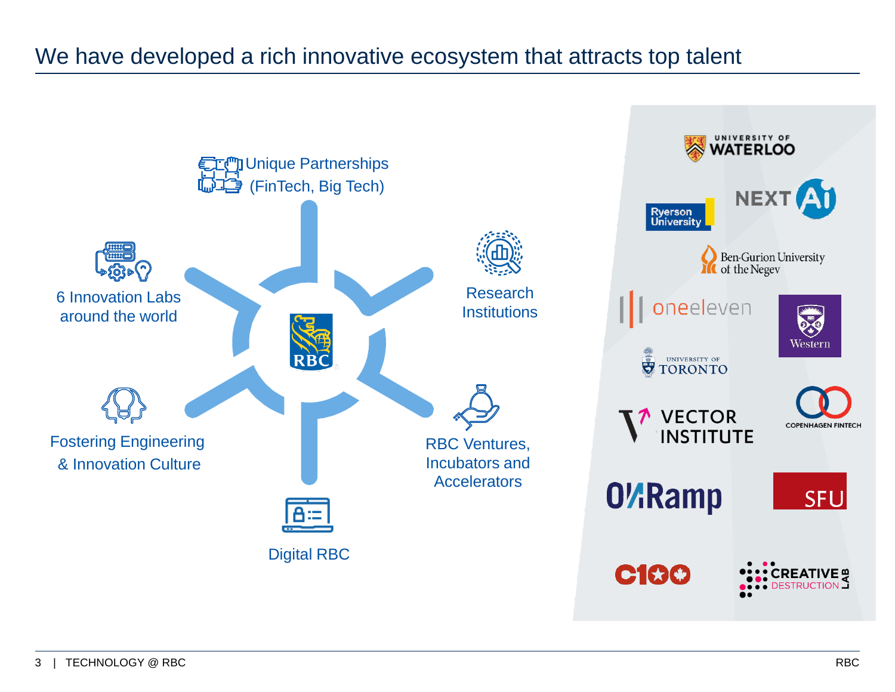# We have developed a rich innovative ecosystem that attracts top talent

- Unique Partnerships (FinTech, Big Tech)
- Research Institutions
- RBC Ventures, Incubators and Accelerators
- Digital RBC
- Fostering Engineering & Innovation Culture
- 6 Innovation Labs around the world

University of Waterloo

Ryerson University

NEXT AI

Ben-Gurion University of the Negev

oneeleven

Western

University of Toronto

Vector Institute

Copenhagen Fintech

OneRamp

SFU

C100

Creative Destruction Lab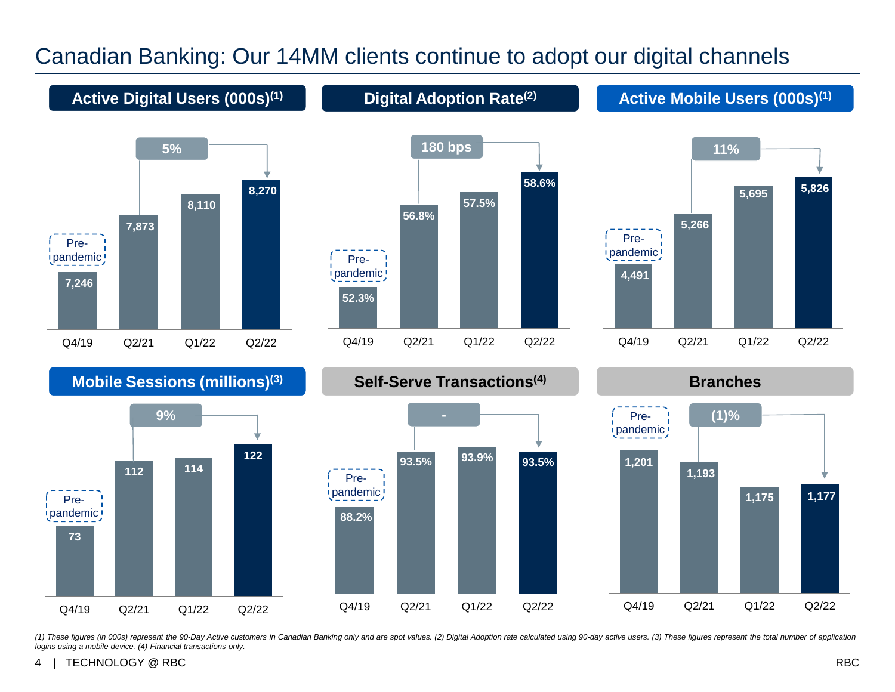# Canadian Banking: Our 14MM clients continue to adopt our digital channels

## Active Digital Users (000s)[(1)]

| Q4/19 (Pre-pandemic) | Q2/21 | Q1/22 | Q2/22 |
|---|---|---|---|
| 7,246 | 7,873 | 8,110 | 8,270 |

Change Q2/21 to Q2/22: 5%

## Digital Adoption Rate[(2)]

| Q4/19 (Pre-pandemic) | Q2/21 | Q1/22 | Q2/22 |
|---|---|---|---|
| 52.3% | 56.8% | 57.5% | 58.6% |

Change Q2/21 to Q2/22: 180 bps

## Active Mobile Users (000s)[(1)]

| Q4/19 (Pre-pandemic) | Q2/21 | Q1/22 | Q2/22 |
|---|---|---|---|
| 4,491 | 5,266 | 5,695 | 5,826 |

Change Q2/21 to Q2/22: 11%

## Mobile Sessions (millions)[(3)]

| Q4/19 (Pre-pandemic) | Q2/21 | Q1/22 | Q2/22 |
|---|---|---|---|
| 73 | 112 | 114 | 122 |

Change Q2/21 to Q2/22: 9%

## Self-Serve Transactions[(4)]

| Q4/19 (Pre-pandemic) | Q2/21 | Q1/22 | Q2/22 |
|---|---|---|---|
| 88.2% | 93.5% | 93.9% | 93.5% |

Change Q2/21 to Q2/22: -

## Branches

| Q4/19 (Pre-pandemic) | Q2/21 | Q1/22 | Q2/22 |
|---|---|---|---|
| 1,201 | 1,193 | 1,175 | 1,177 |

Change Q2/21 to Q2/22: (1)%

*(1) These figures (in 000s) represent the 90-Day Active customers in Canadian Banking only and are spot values. (2) Digital Adoption rate calculated using 90-day active users. (3) These figures represent the total number of application logins using a mobile device. (4) Financial transactions only.*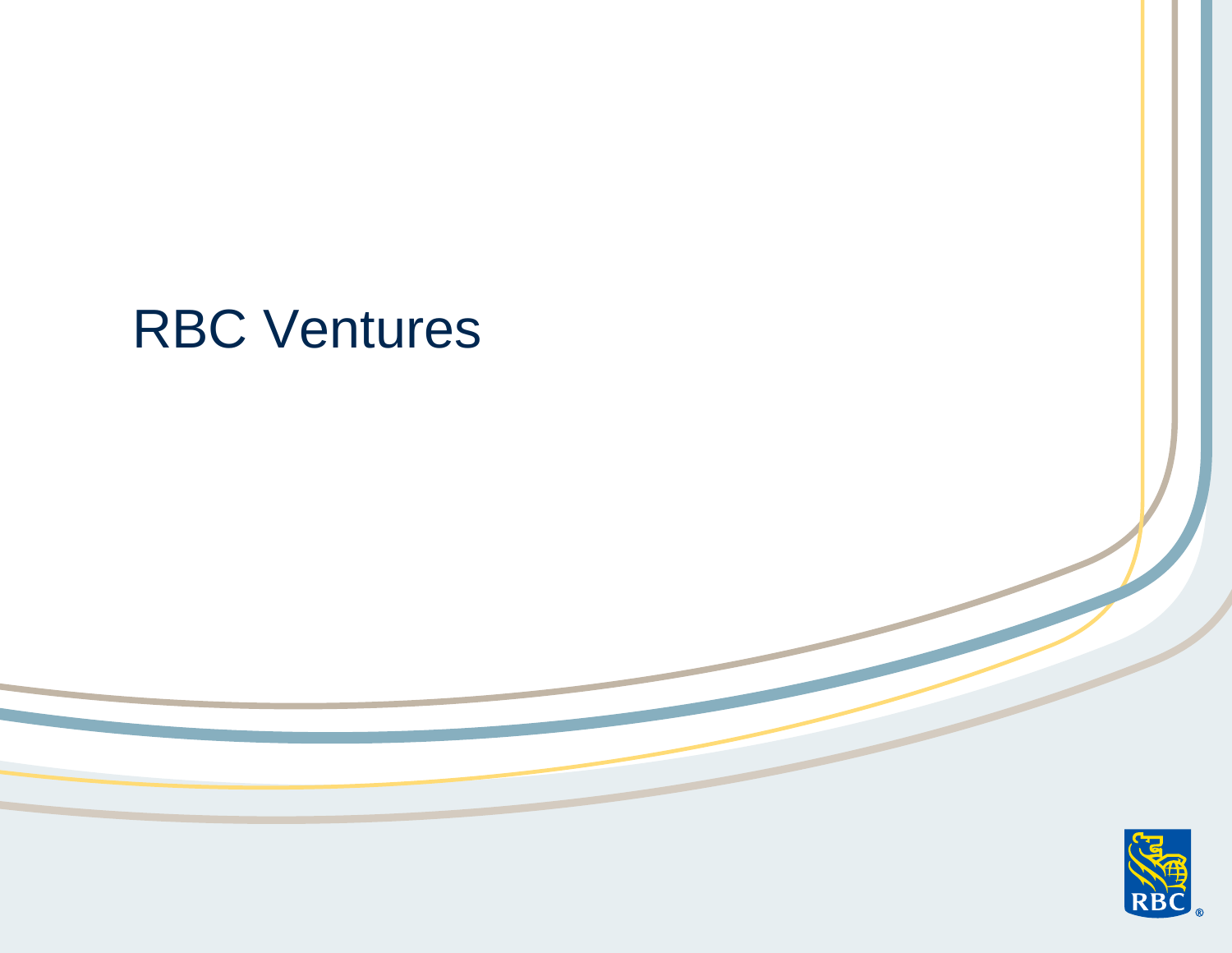# RBC Ventures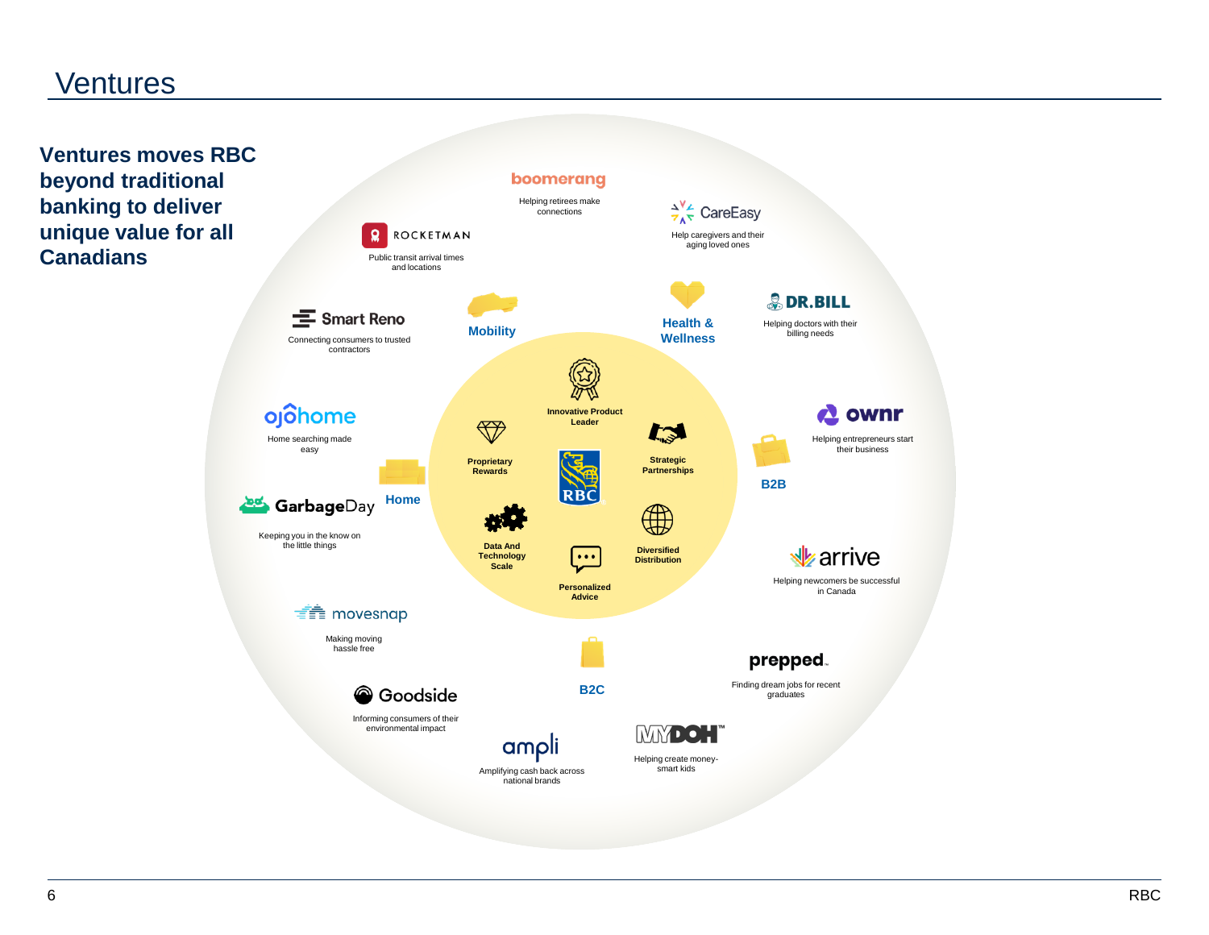# Ventures

**Ventures moves RBC beyond traditional banking to deliver unique value for all Canadians**

Innovative Product Leader

Proprietary Rewards

Strategic Partnerships

RBC

Data And Technology Scale

Diversified Distribution

Personalized Advice

Mobility

Health & Wellness

B2B

B2C

Home

boomerang
Helping retirees make connections

CareEasy
Help caregivers and their aging loved ones

ROCKETMAN
Public transit arrival times and locations

DR.BILL
Helping doctors with their billing needs

Smart Reno
Connecting consumers to trusted contractors

ojohome
Home searching made easy

ownr
Helping entrepreneurs start their business

GarbageDay
Keeping you in the know on the little things

arrive
Helping newcomers be successful in Canada

movesnap
Making moving hassle free

prepped
Finding dream jobs for recent graduates

Goodside
Informing consumers of their environmental impact

MYDOH
Helping create money-smart kids

ampli
Amplifying cash back across national brands